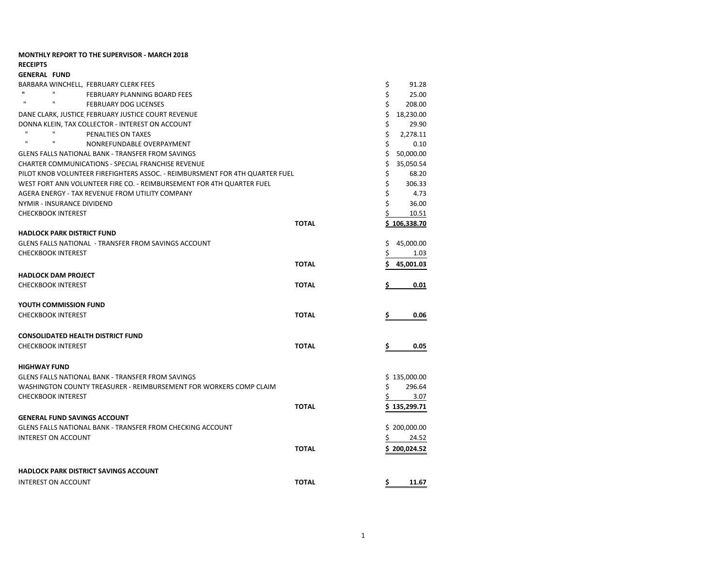**MONTHLY REPORT TO THE SUPERVISOR - MARCH 2018**

**RECEIPTS**

**GENERAL FUND**

| | | |
|---|---|---|
| BARBARA WINCHELL, FEBRUARY CLERK FEES | | $ 91.28 |
| " " FEBRUARY PLANNING BOARD FEES | | $ 25.00 |
| " " FEBRUARY DOG LICENSES | | $ 208.00 |
| DANE CLARK, JUSTICE, FEBRUARY JUSTICE COURT REVENUE | | $ 18,230.00 |
| DONNA KLEIN, TAX COLLECTOR - INTEREST ON ACCOUNT | | $ 29.90 |
| " " PENALTIES ON TAXES | | $ 2,278.11 |
| " " NONREFUNDABLE OVERPAYMENT | | $ 0.10 |
| GLENS FALLS NATIONAL BANK - TRANSFER FROM SAVINGS | | $ 50,000.00 |
| CHARTER COMMUNICATIONS - SPECIAL FRANCHISE REVENUE | | $ 35,050.54 |
| PILOT KNOB VOLUNTEER FIREFIGHTERS ASSOC. - REIMBURSMENT FOR 4TH QUARTER FUEL | | $ 68.20 |
| WEST FORT ANN VOLUNTEER FIRE CO. - REIMBURSEMENT FOR 4TH QUARTER FUEL | | $ 306.33 |
| AGERA ENERGY - TAX REVENUE FROM UTILITY COMPANY | | $ 4.73 |
| NYMIR - INSURANCE DIVIDEND | | $ 36.00 |
| CHECKBOOK INTEREST | | $ 10.51 |
| | **TOTAL** | **$ 106,338.70** |

**HADLOCK PARK DISTRICT FUND**

| | | |
|---|---|---|
| GLENS FALLS NATIONAL - TRANSFER FROM SAVINGS ACCOUNT | | $ 45,000.00 |
| CHECKBOOK INTEREST | | $ 1.03 |
| | **TOTAL** | **$ 45,001.03** |

**HADLOCK DAM PROJECT**

| | | |
|---|---|---|
| CHECKBOOK INTEREST | **TOTAL** | **$ 0.01** |

**YOUTH COMMISSION FUND**

| | | |
|---|---|---|
| CHECKBOOK INTEREST | **TOTAL** | **$ 0.06** |

**CONSOLIDATED HEALTH DISTRICT FUND**

| | | |
|---|---|---|
| CHECKBOOK INTEREST | **TOTAL** | **$ 0.05** |

**HIGHWAY FUND**

| | | |
|---|---|---|
| GLENS FALLS NATIONAL BANK - TRANSFER FROM SAVINGS | | $ 135,000.00 |
| WASHINGTON COUNTY TREASURER - REIMBURSEMENT FOR WORKERS COMP CLAIM | | $ 296.64 |
| CHECKBOOK INTEREST | | $ 3.07 |
| | **TOTAL** | **$ 135,299.71** |

**GENERAL FUND SAVINGS ACCOUNT**

| | | |
|---|---|---|
| GLENS FALLS NATIONAL BANK - TRANSFER FROM CHECKING ACCOUNT | | $ 200,000.00 |
| INTEREST ON ACCOUNT | | $ 24.52 |
| | **TOTAL** | **$ 200,024.52** |

**HADLOCK PARK DISTRICT SAVINGS ACCOUNT**

| | | |
|---|---|---|
| INTEREST ON ACCOUNT | **TOTAL** | **$ 11.67** |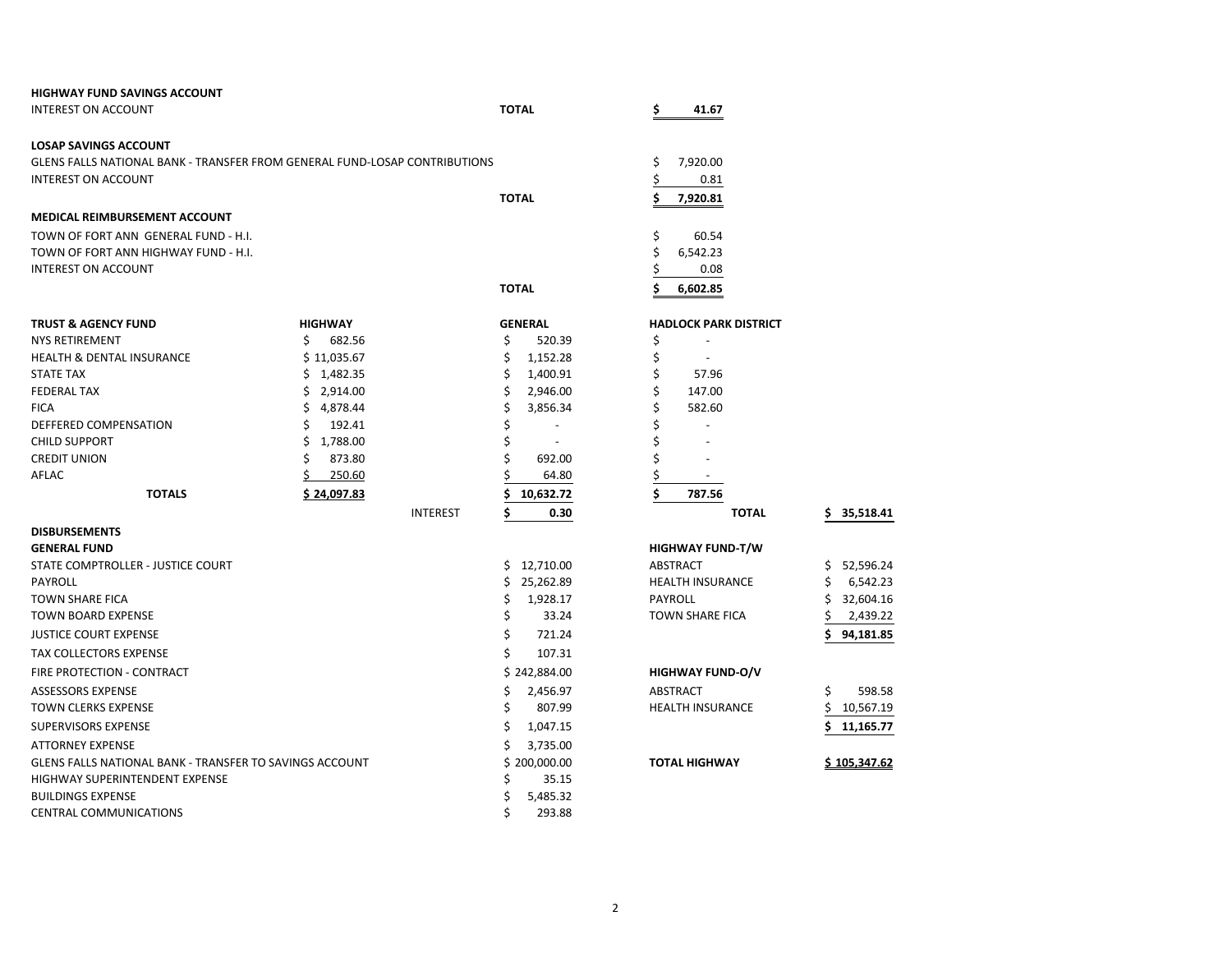**HIGHWAY FUND SAVINGS ACCOUNT**

| | | |
|---|---|---|
| INTEREST ON ACCOUNT | **TOTAL** | **$ 41.67** |

**LOSAP SAVINGS ACCOUNT**

| | | |
|---|---|---|
| GLENS FALLS NATIONAL BANK - TRANSFER FROM GENERAL FUND-LOSAP CONTRIBUTIONS | | $ 7,920.00 |
| INTEREST ON ACCOUNT | | $ 0.81 |
| | **TOTAL** | **$ 7,920.81** |

**MEDICAL REIMBURSEMENT ACCOUNT**

| | | |
|---|---|---|
| TOWN OF FORT ANN GENERAL FUND - H.I. | | $ 60.54 |
| TOWN OF FORT ANN HIGHWAY FUND - H.I. | | $ 6,542.23 |
| INTEREST ON ACCOUNT | | $ 0.08 |
| | **TOTAL** | **$ 6,602.85** |

| **TRUST & AGENCY FUND** | **HIGHWAY** | | **GENERAL** | **HADLOCK PARK DISTRICT** | | |
|---|---|---|---|---|---|---|
| NYS RETIREMENT | $ 682.56 | | $ 520.39 | $ - | | |
| HEALTH & DENTAL INSURANCE | $ 11,035.67 | | $ 1,152.28 | $ - | | |
| STATE TAX | $ 1,482.35 | | $ 1,400.91 | $ 57.96 | | |
| FEDERAL TAX | $ 2,914.00 | | $ 2,946.00 | $ 147.00 | | |
| FICA | $ 4,878.44 | | $ 3,856.34 | $ 582.60 | | |
| DEFFERED COMPENSATION | $ 192.41 | | $ - | $ - | | |
| CHILD SUPPORT | $ 1,788.00 | | $ - | $ - | | |
| CREDIT UNION | $ 873.80 | | $ 692.00 | $ - | | |
| AFLAC | $ 250.60 | | $ 64.80 | $ - | | |
| **TOTALS** | **$ 24,097.83** | | **$ 10,632.72** | **$ 787.56** | | |
| | | INTEREST | **$ 0.30** | | **TOTAL** | **$ 35,518.41** |

**DISBURSEMENTS**

| **GENERAL FUND** | | **HIGHWAY FUND-T/W** | |
|---|---|---|---|
| STATE COMPTROLLER - JUSTICE COURT | $ 12,710.00 | ABSTRACT | $ 52,596.24 |
| PAYROLL | $ 25,262.89 | HEALTH INSURANCE | $ 6,542.23 |
| TOWN SHARE FICA | $ 1,928.17 | PAYROLL | $ 32,604.16 |
| TOWN BOARD EXPENSE | $ 33.24 | TOWN SHARE FICA | $ 2,439.22 |
| JUSTICE COURT EXPENSE | $ 721.24 | | **$ 94,181.85** |
| TAX COLLECTORS EXPENSE | $ 107.31 | | |
| FIRE PROTECTION - CONTRACT | $ 242,884.00 | **HIGHWAY FUND-O/V** | |
| ASSESSORS EXPENSE | $ 2,456.97 | ABSTRACT | $ 598.58 |
| TOWN CLERKS EXPENSE | $ 807.99 | HEALTH INSURANCE | $ 10,567.19 |
| SUPERVISORS EXPENSE | $ 1,047.15 | | **$ 11,165.77** |
| ATTORNEY EXPENSE | $ 3,735.00 | | |
| GLENS FALLS NATIONAL BANK - TRANSFER TO SAVINGS ACCOUNT | $ 200,000.00 | **TOTAL HIGHWAY** | **$ 105,347.62** |
| HIGHWAY SUPERINTENDENT EXPENSE | $ 35.15 | | |
| BUILDINGS EXPENSE | $ 5,485.32 | | |
| CENTRAL COMMUNICATIONS | $ 293.88 | | |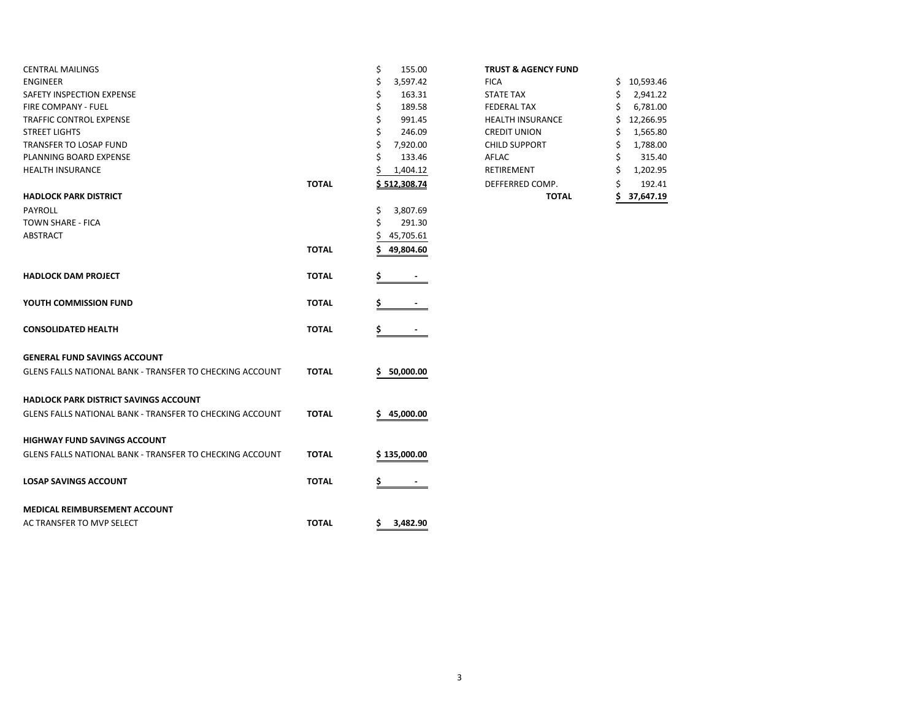| | | |
|---|---|---|
| CENTRAL MAILINGS | | $ 155.00 |
| ENGINEER | | $ 3,597.42 |
| SAFETY INSPECTION EXPENSE | | $ 163.31 |
| FIRE COMPANY - FUEL | | $ 189.58 |
| TRAFFIC CONTROL EXPENSE | | $ 991.45 |
| STREET LIGHTS | | $ 246.09 |
| TRANSFER TO LOSAP FUND | | $ 7,920.00 |
| PLANNING BOARD EXPENSE | | $ 133.46 |
| HEALTH INSURANCE | | $ 1,404.12 |
| | **TOTAL** | **$ 512,308.74** |
| **HADLOCK PARK DISTRICT** | | |
| PAYROLL | | $ 3,807.69 |
| TOWN SHARE - FICA | | $ 291.30 |
| ABSTRACT | | $ 45,705.61 |
| | **TOTAL** | **$ 49,804.60** |
| **HADLOCK DAM PROJECT** | **TOTAL** | **$ -** |
| **YOUTH COMMISSION FUND** | **TOTAL** | **$ -** |
| **CONSOLIDATED HEALTH** | **TOTAL** | **$ -** |
| **GENERAL FUND SAVINGS ACCOUNT** | | |
| GLENS FALLS NATIONAL BANK - TRANSFER TO CHECKING ACCOUNT | **TOTAL** | **$ 50,000.00** |
| **HADLOCK PARK DISTRICT SAVINGS ACCOUNT** | | |
| GLENS FALLS NATIONAL BANK - TRANSFER TO CHECKING ACCOUNT | **TOTAL** | **$ 45,000.00** |
| **HIGHWAY FUND SAVINGS ACCOUNT** | | |
| GLENS FALLS NATIONAL BANK - TRANSFER TO CHECKING ACCOUNT | **TOTAL** | **$ 135,000.00** |
| **LOSAP SAVINGS ACCOUNT** | **TOTAL** | **$ -** |
| **MEDICAL REIMBURSEMENT ACCOUNT** | | |
| AC TRANSFER TO MVP SELECT | **TOTAL** | **$ 3,482.90** |

| **TRUST & AGENCY FUND** | |
|---|---|
| FICA | $ 10,593.46 |
| STATE TAX | $ 2,941.22 |
| FEDERAL TAX | $ 6,781.00 |
| HEALTH INSURANCE | $ 12,266.95 |
| CREDIT UNION | $ 1,565.80 |
| CHILD SUPPORT | $ 1,788.00 |
| AFLAC | $ 315.40 |
| RETIREMENT | $ 1,202.95 |
| DEFFERRED COMP. | $ 192.41 |
| **TOTAL** | **$ 37,647.19** |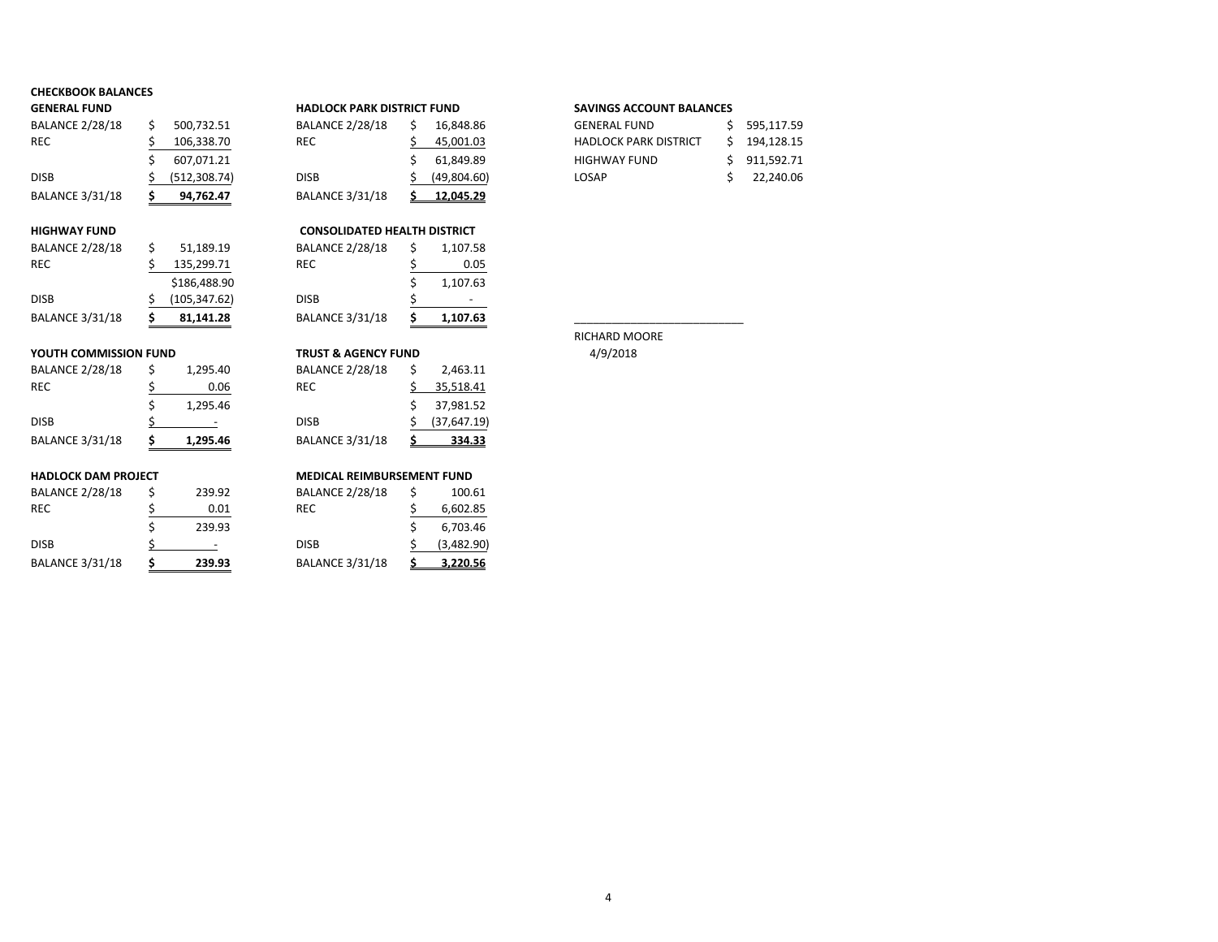**CHECKBOOK BALANCES**

**GENERAL FUND**

| | | |
|---|---|---|
| BALANCE 2/28/18 | $ | 500,732.51 |
| REC | $ | 106,338.70 |
| | $ | 607,071.21 |
| DISB | $ | (512,308.74) |
| BALANCE 3/31/18 | **$** | **94,762.47** |

**HADLOCK PARK DISTRICT FUND**

| | | |
|---|---|---|
| BALANCE 2/28/18 | $ | 16,848.86 |
| REC | $ | 45,001.03 |
| | $ | 61,849.89 |
| DISB | $ | (49,804.60) |
| BALANCE 3/31/18 | **$** | **12,045.29** |

**SAVINGS ACCOUNT BALANCES**

| | | |
|---|---|---|
| GENERAL FUND | $ | 595,117.59 |
| HADLOCK PARK DISTRICT | $ | 194,128.15 |
| HIGHWAY FUND | $ | 911,592.71 |
| LOSAP | $ | 22,240.06 |

**HIGHWAY FUND**

| | | |
|---|---|---|
| BALANCE 2/28/18 | $ | 51,189.19 |
| REC | $ | 135,299.71 |
| | | $186,488.90 |
| DISB | $ | (105,347.62) |
| BALANCE 3/31/18 | **$** | **81,141.28** |

**CONSOLIDATED HEALTH DISTRICT**

| | | |
|---|---|---|
| BALANCE 2/28/18 | $ | 1,107.58 |
| REC | $ | 0.05 |
| | $ | 1,107.63 |
| DISB | $ | - |
| BALANCE 3/31/18 | **$** | **1,107.63** |

___________________________

RICHARD MOORE
4/9/2018

**YOUTH COMMISSION FUND**

| | | |
|---|---|---|
| BALANCE 2/28/18 | $ | 1,295.40 |
| REC | $ | 0.06 |
| | $ | 1,295.46 |
| DISB | $ | - |
| BALANCE 3/31/18 | **$** | **1,295.46** |

**TRUST & AGENCY FUND**

| | | |
|---|---|---|
| BALANCE 2/28/18 | $ | 2,463.11 |
| REC | $ | 35,518.41 |
| | $ | 37,981.52 |
| DISB | $ | (37,647.19) |
| BALANCE 3/31/18 | **$** | **334.33** |

**HADLOCK DAM PROJECT**

| | | |
|---|---|---|
| BALANCE 2/28/18 | $ | 239.92 |
| REC | $ | 0.01 |
| | $ | 239.93 |
| DISB | $ | - |
| BALANCE 3/31/18 | **$** | **239.93** |

**MEDICAL REIMBURSEMENT FUND**

| | | |
|---|---|---|
| BALANCE 2/28/18 | $ | 100.61 |
| REC | $ | 6,602.85 |
| | $ | 6,703.46 |
| DISB | $ | (3,482.90) |
| BALANCE 3/31/18 | **$** | **3,220.56** |